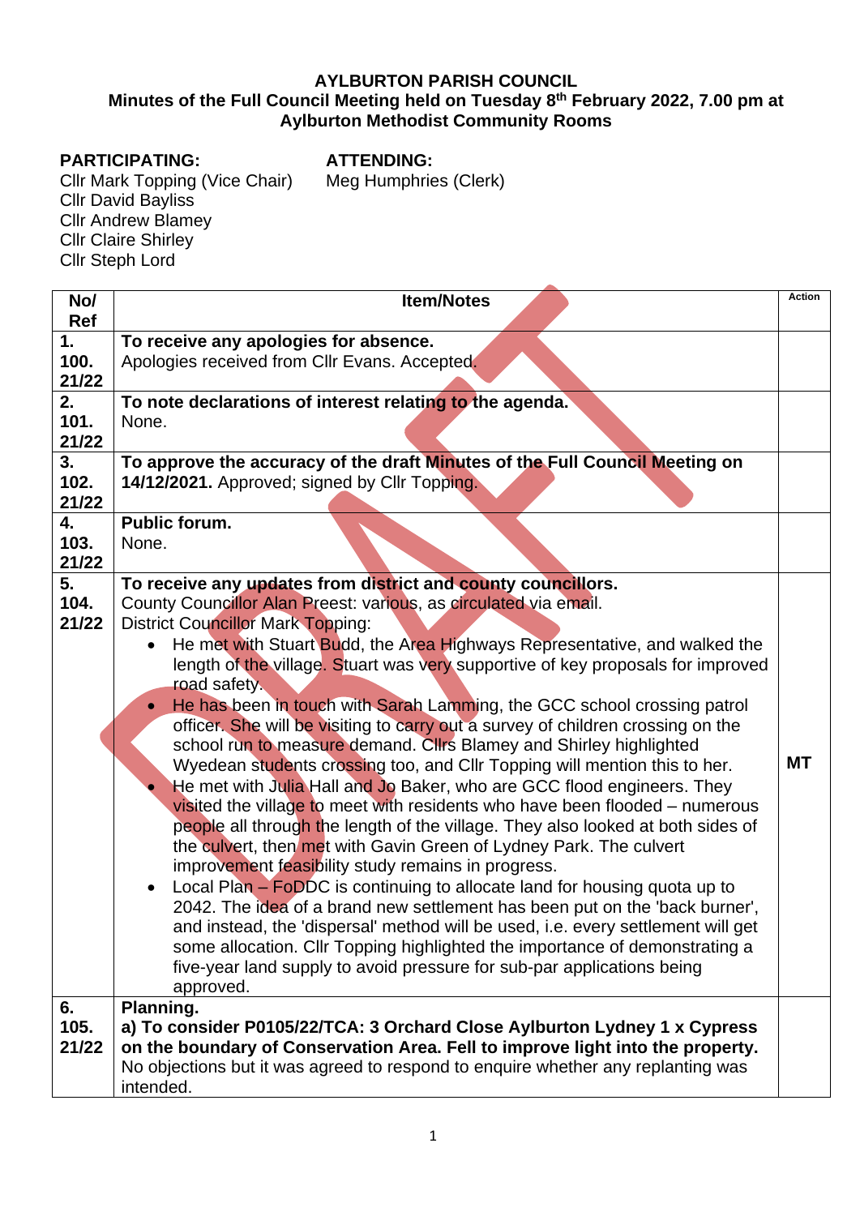# AYLBURTON PARISH COUNCIL

## Minutes of the Full Council Meeting held on Tuesday 8th February 2022, 7.00 pm at Aylburton Methodist Community Rooms

**PARTICIPATING:**
Cllr Mark Topping (Vice Chair)
Cllr David Bayliss
Cllr Andrew Blamey
Cllr Claire Shirley
Cllr Steph Lord

**ATTENDING:**
Meg Humphries (Clerk)

| No/ Ref | Item/Notes | Action |
|---|---|---|
| 1. 100. 21/22 | **To receive any apologies for absence.** Apologies received from Cllr Evans. Accepted. | |
| 2. 101. 21/22 | **To note declarations of interest relating to the agenda.** None. | |
| 3. 102. 21/22 | **To approve the accuracy of the draft Minutes of the Full Council Meeting on 14/12/2021.** Approved; signed by Cllr Topping. | |
| 4. 103. 21/22 | **Public forum.** None. | |
| 5. 104. 21/22 | **To receive any updates from district and county councillors.** County Councillor Alan Preest: various, as circulated via email. District Councillor Mark Topping: <br>• He met with Stuart Budd, the Area Highways Representative, and walked the length of the village. Stuart was very supportive of key proposals for improved road safety. <br>• He has been in touch with Sarah Lamming, the GCC school crossing patrol officer. She will be visiting to carry out a survey of children crossing on the school run to measure demand. Cllrs Blamey and Shirley highlighted Wyedean students crossing too, and Cllr Topping will mention this to her. <br>• He met with Julia Hall and Jo Baker, who are GCC flood engineers. They visited the village to meet with residents who have been flooded – numerous people all through the length of the village. They also looked at both sides of the culvert, then met with Gavin Green of Lydney Park. The culvert improvement feasibility study remains in progress. <br>• Local Plan – FoDDC is continuing to allocate land for housing quota up to 2042. The idea of a brand new settlement has been put on the 'back burner', and instead, the 'dispersal' method will be used, i.e. every settlement will get some allocation. Cllr Topping highlighted the importance of demonstrating a five-year land supply to avoid pressure for sub-par applications being approved. | MT |
| 6. 105. 21/22 | **Planning.** **a) To consider P0105/22/TCA: 3 Orchard Close Aylburton Lydney 1 x Cypress on the boundary of Conservation Area. Fell to improve light into the property.** No objections but it was agreed to respond to enquire whether any replanting was intended. | |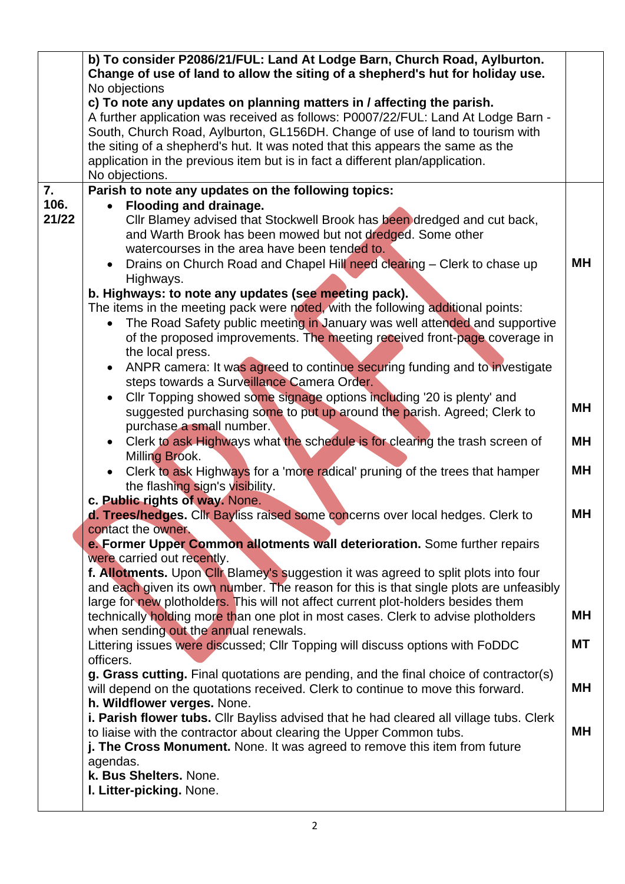| | | |
|---|---|---|
| | **b) To consider P2086/21/FUL: Land At Lodge Barn, Church Road, Aylburton. Change of use of land to allow the siting of a shepherd's hut for holiday use.**<br>No objections<br>**c) To note any updates on planning matters in / affecting the parish.**<br>A further application was received as follows: P0007/22/FUL: Land At Lodge Barn - South, Church Road, Aylburton, GL156DH. Change of use of land to tourism with the siting of a shepherd's hut. It was noted that this appears the same as the application in the previous item but is in fact a different plan/application.<br>No objections. | |
| **7. 106. 21/22** | **Parish to note any updates on the following topics:**<br>• **Flooding and drainage.** Cllr Blamey advised that Stockwell Brook has been dredged and cut back, and Warth Brook has been mowed but not dredged. Some other watercourses in the area have been tended to.<br>• Drains on Church Road and Chapel Hill need clearing – Clerk to chase up Highways.<br>**b. Highways: to note any updates (see meeting pack).**<br>The items in the meeting pack were noted, with the following additional points:<br>• The Road Safety public meeting in January was well attended and supportive of the proposed improvements. The meeting received front-page coverage in the local press.<br>• ANPR camera: It was agreed to continue securing funding and to investigate steps towards a Surveillance Camera Order.<br>• Cllr Topping showed some signage options including '20 is plenty' and suggested purchasing some to put up around the parish. Agreed; Clerk to purchase a small number.<br>• Clerk to ask Highways what the schedule is for clearing the trash screen of Milling Brook.<br>• Clerk to ask Highways for a 'more radical' pruning of the trees that hamper the flashing sign's visibility.<br>**c. Public rights of way.** None.<br>**d. Trees/hedges.** Cllr Bayliss raised some concerns over local hedges. Clerk to contact the owner.<br>**e. Former Upper Common allotments wall deterioration.** Some further repairs were carried out recently.<br>**f. Allotments.** Upon Cllr Blamey's suggestion it was agreed to split plots into four and each given its own number. The reason for this is that single plots are unfeasibly large for new plotholders. This will not affect current plot-holders besides them technically holding more than one plot in most cases. Clerk to advise plotholders when sending out the annual renewals.<br>Littering issues were discussed; Cllr Topping will discuss options with FoDDC officers.<br>**g. Grass cutting.** Final quotations are pending, and the final choice of contractor(s) will depend on the quotations received. Clerk to continue to move this forward.<br>**h. Wildflower verges.** None.<br>**i. Parish flower tubs.** Cllr Bayliss advised that he had cleared all village tubs. Clerk to liaise with the contractor about clearing the Upper Common tubs.<br>**j. The Cross Monument.** None. It was agreed to remove this item from future agendas.<br>**k. Bus Shelters.** None.<br>**l. Litter-picking.** None. | MH (drains)<br>MH (signage)<br>MH (Milling Brook)<br>MH (pruning)<br>MH (hedges)<br>MH (allotments)<br>MT (littering)<br>MH (grass cutting)<br>MH (flower tubs) |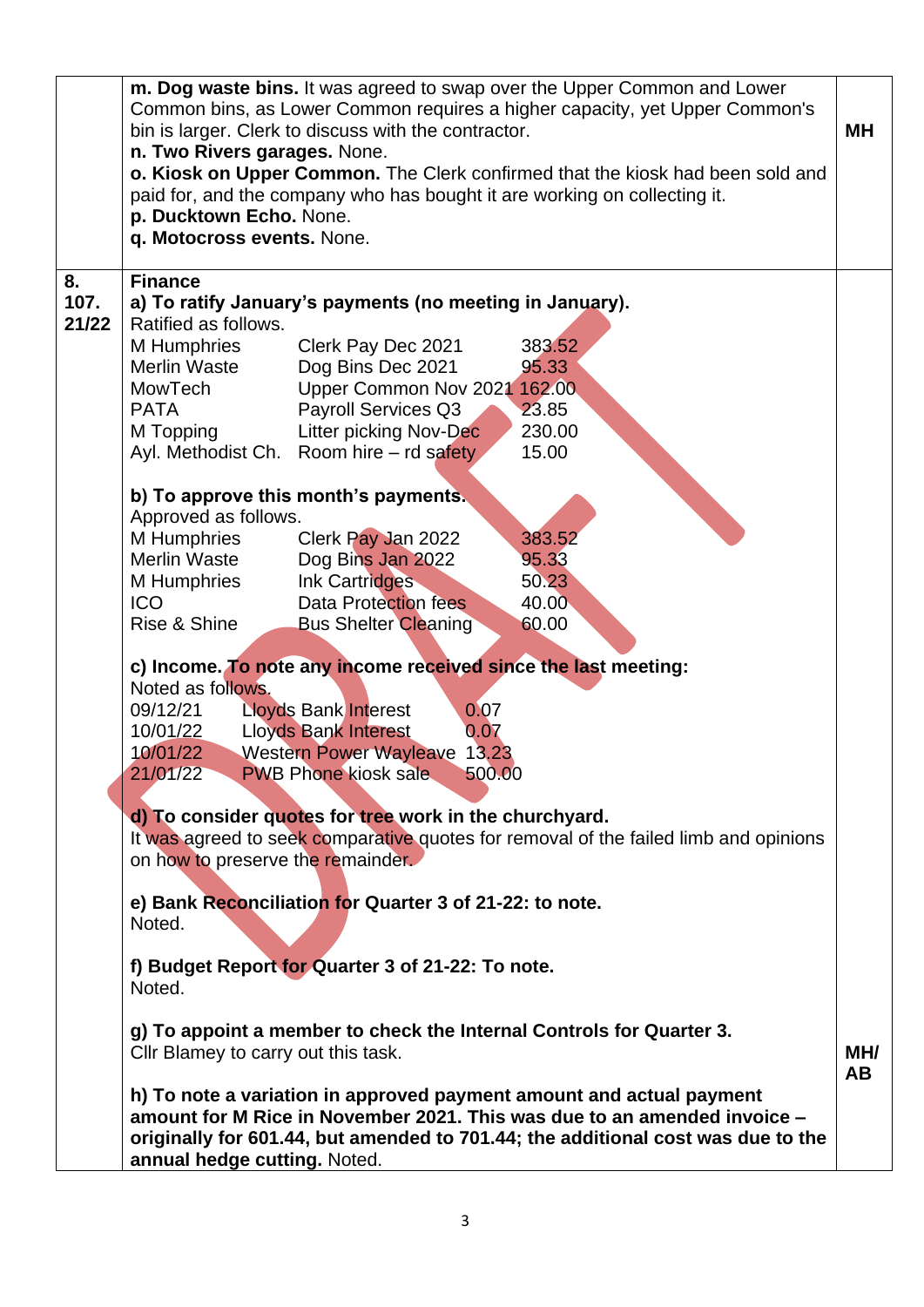| | | |
|---|---|---|
| | **m. Dog waste bins.** It was agreed to swap over the Upper Common and Lower Common bins, as Lower Common requires a higher capacity, yet Upper Common's bin is larger. Clerk to discuss with the contractor.<br>**n. Two Rivers garages.** None.<br>**o. Kiosk on Upper Common.** The Clerk confirmed that the kiosk had been sold and paid for, and the company who has bought it are working on collecting it.<br>**p. Ducktown Echo.** None.<br>**q. Motocross events.** None. | **MH** |
| **8.**<br>**107.**<br>**21/22** | **Finance**<br>**a) To ratify January's payments (no meeting in January).**<br>Ratified as follows.<br>M Humphries — Clerk Pay Dec 2021 — 383.52<br>Merlin Waste — Dog Bins Dec 2021 — 95.33<br>MowTech — Upper Common Nov 2021 — 162.00<br>PATA — Payroll Services Q3 — 23.85<br>M Topping — Litter picking Nov-Dec — 230.00<br>Ayl. Methodist Ch. — Room hire – rd safety — 15.00<br><br>**b) To approve this month's payments.**<br>Approved as follows.<br>M Humphries — Clerk Pay Jan 2022 — 383.52<br>Merlin Waste — Dog Bins Jan 2022 — 95.33<br>M Humphries — Ink Cartridges — 50.23<br>ICO — Data Protection fees — 40.00<br>Rise & Shine — Bus Shelter Cleaning — 60.00<br><br>**c) Income. To note any income received since the last meeting:**<br>Noted as follows.<br>09/12/21 — Lloyds Bank Interest — 0.07<br>10/01/22 — Lloyds Bank Interest — 0.07<br>10/01/22 — Western Power Wayleave — 13.23<br>21/01/22 — PWB Phone kiosk sale — 500.00<br><br>**d) To consider quotes for tree work in the churchyard.**<br>It was agreed to seek comparative quotes for removal of the failed limb and opinions on how to preserve the remainder.<br><br>**e) Bank Reconciliation for Quarter 3 of 21-22: to note.**<br>Noted.<br><br>**f) Budget Report for Quarter 3 of 21-22: To note.**<br>Noted.<br><br>**g) To appoint a member to check the Internal Controls for Quarter 3.**<br>Cllr Blamey to carry out this task.<br><br>**h) To note a variation in approved payment amount and actual payment amount for M Rice in November 2021. This was due to an amended invoice – originally for 601.44, but amended to 701.44; the additional cost was due to the annual hedge cutting.** Noted. | **MH/**<br>**AB** |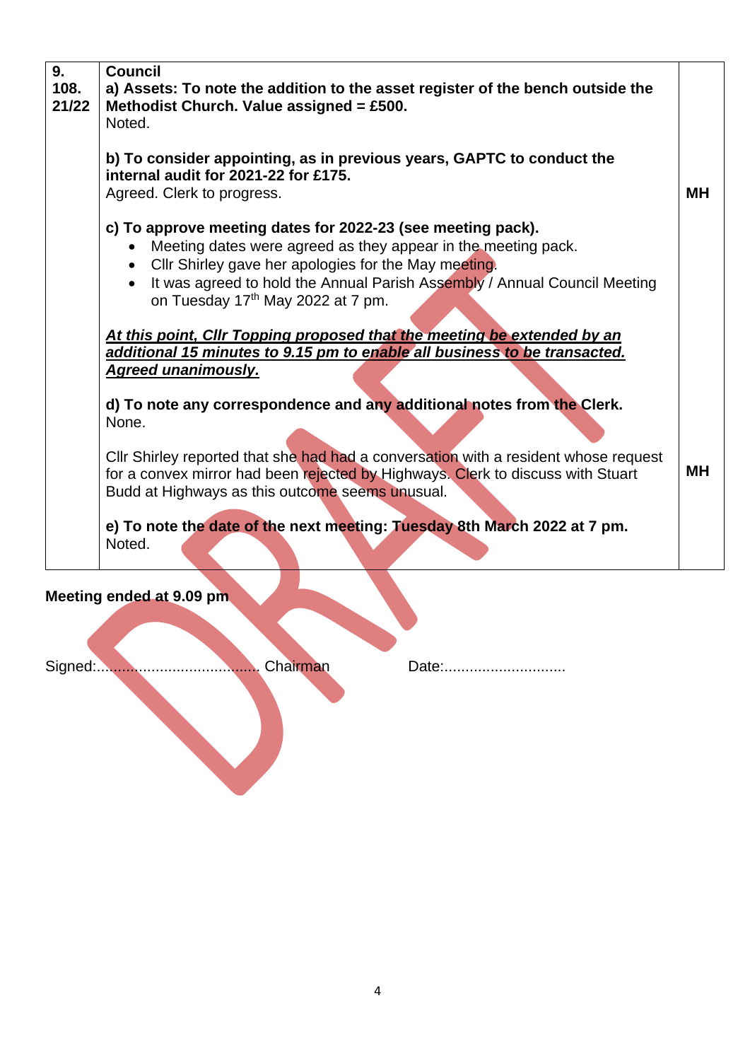| | | |
|---|---|---|
| 9.<br>108.<br>21/22 | **Council**<br>**a) Assets: To note the addition to the asset register of the bench outside the Methodist Church. Value assigned = £500.**<br>Noted.<br><br>**b) To consider appointing, as in previous years, GAPTC to conduct the internal audit for 2021-22 for £175.**<br>Agreed. Clerk to progress.<br><br>**c) To approve meeting dates for 2022-23 (see meeting pack).**<br>• Meeting dates were agreed as they appear in the meeting pack.<br>• Cllr Shirley gave her apologies for the May meeting.<br>• It was agreed to hold the Annual Parish Assembly / Annual Council Meeting on Tuesday 17th May 2022 at 7 pm.<br><br>***At this point, Cllr Topping proposed that the meeting be extended by an additional 15 minutes to 9.15 pm to enable all business to be transacted. Agreed unanimously.***<br><br>**d) To note any correspondence and any additional notes from the Clerk.**<br>None.<br><br>Cllr Shirley reported that she had had a conversation with a resident whose request for a convex mirror had been rejected by Highways. Clerk to discuss with Stuart Budd at Highways as this outcome seems unusual.<br><br>**e) To note the date of the next meeting: Tuesday 8th March 2022 at 7 pm.**<br>Noted. | <br><br><br><br><br><br>**MH**<br><br><br><br><br><br><br><br><br><br><br><br><br><br><br>**MH** |

**Meeting ended at 9.09 pm**

Signed:...................................... Chairman Date:.............................